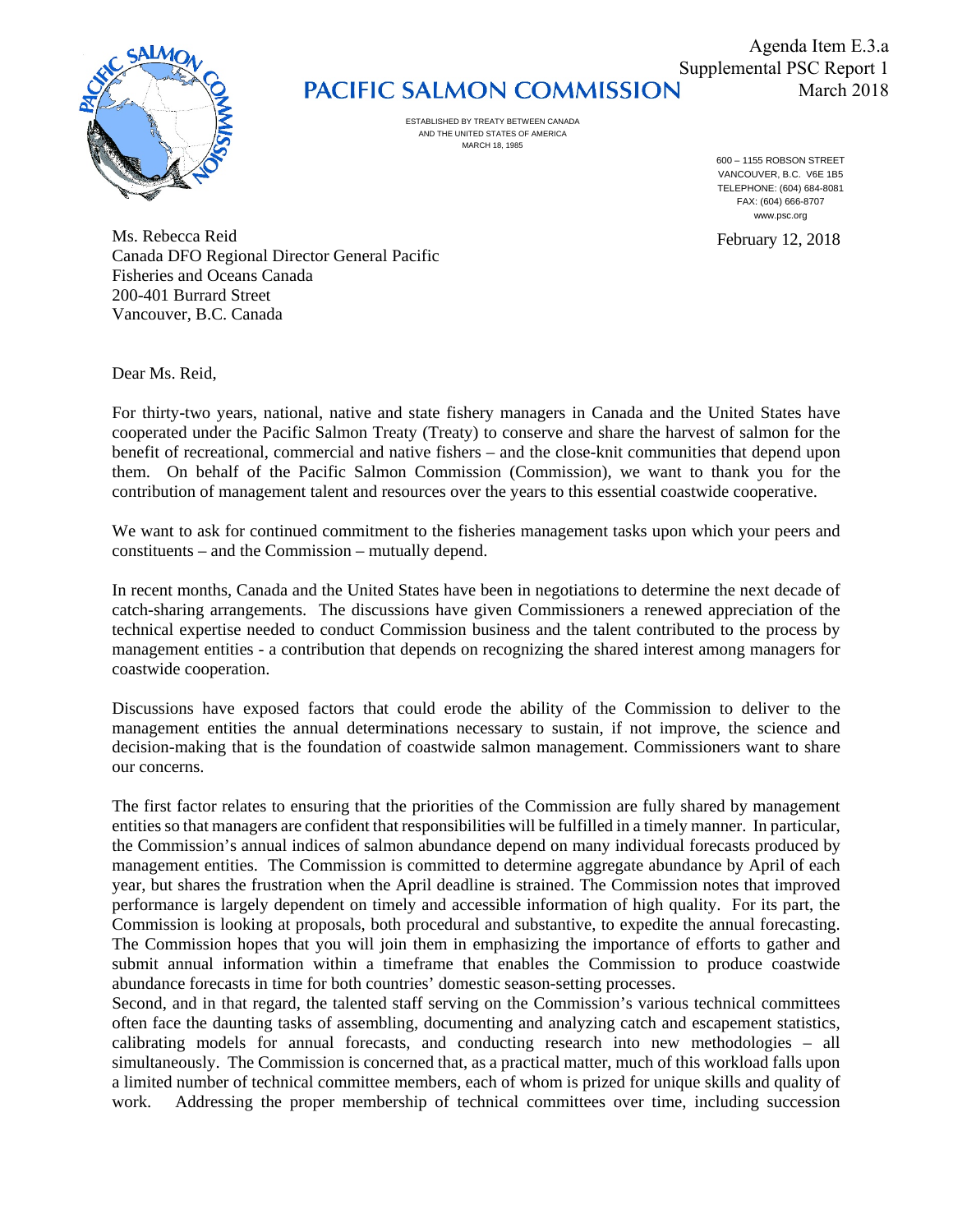Agenda Item E.3.a
Supplemental PSC Report 1
March 2018

# PACIFIC SALMON COMMISSION

ESTABLISHED BY TREATY BETWEEN CANADA
AND THE UNITED STATES OF AMERICA
MARCH 18, 1985

600 – 1155 ROBSON STREET
VANCOUVER, B.C. V6E 1B5
TELEPHONE: (604) 684-8081
FAX: (604) 666-8707
www.psc.org

February 12, 2018

Ms. Rebecca Reid
Canada DFO Regional Director General Pacific
Fisheries and Oceans Canada
200-401 Burrard Street
Vancouver, B.C. Canada

Dear Ms. Reid,

For thirty-two years, national, native and state fishery managers in Canada and the United States have cooperated under the Pacific Salmon Treaty (Treaty) to conserve and share the harvest of salmon for the benefit of recreational, commercial and native fishers – and the close-knit communities that depend upon them. On behalf of the Pacific Salmon Commission (Commission), we want to thank you for the contribution of management talent and resources over the years to this essential coastwide cooperative.

We want to ask for continued commitment to the fisheries management tasks upon which your peers and constituents – and the Commission – mutually depend.

In recent months, Canada and the United States have been in negotiations to determine the next decade of catch-sharing arrangements. The discussions have given Commissioners a renewed appreciation of the technical expertise needed to conduct Commission business and the talent contributed to the process by management entities - a contribution that depends on recognizing the shared interest among managers for coastwide cooperation.

Discussions have exposed factors that could erode the ability of the Commission to deliver to the management entities the annual determinations necessary to sustain, if not improve, the science and decision-making that is the foundation of coastwide salmon management. Commissioners want to share our concerns.

The first factor relates to ensuring that the priorities of the Commission are fully shared by management entities so that managers are confident that responsibilities will be fulfilled in a timely manner. In particular, the Commission's annual indices of salmon abundance depend on many individual forecasts produced by management entities. The Commission is committed to determine aggregate abundance by April of each year, but shares the frustration when the April deadline is strained. The Commission notes that improved performance is largely dependent on timely and accessible information of high quality. For its part, the Commission is looking at proposals, both procedural and substantive, to expedite the annual forecasting. The Commission hopes that you will join them in emphasizing the importance of efforts to gather and submit annual information within a timeframe that enables the Commission to produce coastwide abundance forecasts in time for both countries' domestic season-setting processes.

Second, and in that regard, the talented staff serving on the Commission's various technical committees often face the daunting tasks of assembling, documenting and analyzing catch and escapement statistics, calibrating models for annual forecasts, and conducting research into new methodologies – all simultaneously. The Commission is concerned that, as a practical matter, much of this workload falls upon a limited number of technical committee members, each of whom is prized for unique skills and quality of work. Addressing the proper membership of technical committees over time, including succession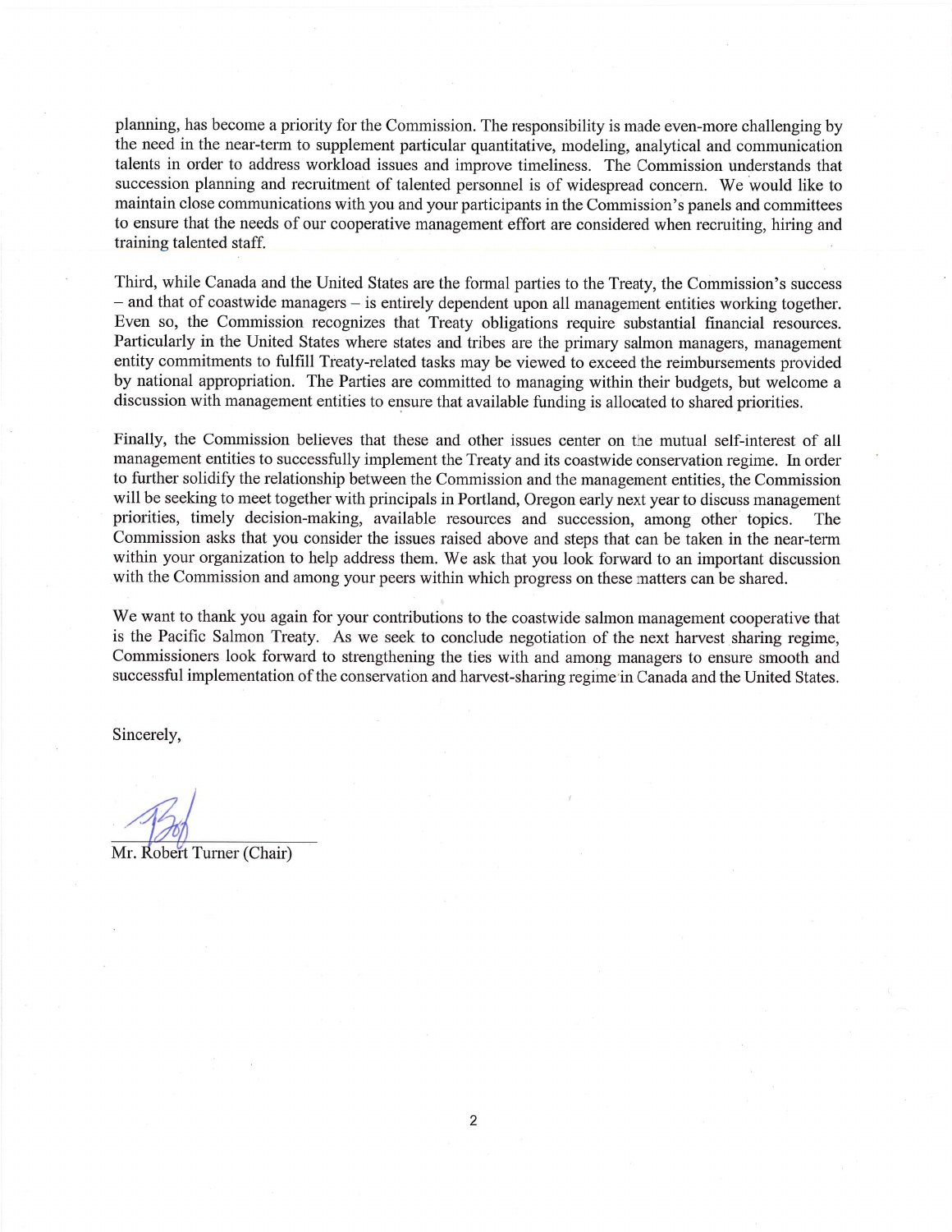planning, has become a priority for the Commission. The responsibility is made even-more challenging by the need in the near-term to supplement particular quantitative, modeling, analytical and communication talents in order to address workload issues and improve timeliness. The Commission understands that succession planning and recruitment of talented personnel is of widespread concern. We would like to maintain close communications with you and your participants in the Commission's panels and committees to ensure that the needs of our cooperative management effort are considered when recruiting, hiring and training talented staff.

Third, while Canada and the United States are the formal parties to the Treaty, the Commission's success – and that of coastwide managers – is entirely dependent upon all management entities working together. Even so, the Commission recognizes that Treaty obligations require substantial financial resources. Particularly in the United States where states and tribes are the primary salmon managers, management entity commitments to fulfill Treaty-related tasks may be viewed to exceed the reimbursements provided by national appropriation. The Parties are committed to managing within their budgets, but welcome a discussion with management entities to ensure that available funding is allocated to shared priorities.

Finally, the Commission believes that these and other issues center on the mutual self-interest of all management entities to successfully implement the Treaty and its coastwide conservation regime. In order to further solidify the relationship between the Commission and the management entities, the Commission will be seeking to meet together with principals in Portland, Oregon early next year to discuss management priorities, timely decision-making, available resources and succession, among other topics. The Commission asks that you consider the issues raised above and steps that can be taken in the near-term within your organization to help address them. We ask that you look forward to an important discussion with the Commission and among your peers within which progress on these matters can be shared.

We want to thank you again for your contributions to the coastwide salmon management cooperative that is the Pacific Salmon Treaty. As we seek to conclude negotiation of the next harvest sharing regime, Commissioners look forward to strengthening the ties with and among managers to ensure smooth and successful implementation of the conservation and harvest-sharing regime in Canada and the United States.

Sincerely,

Mr. Robert Turner (Chair)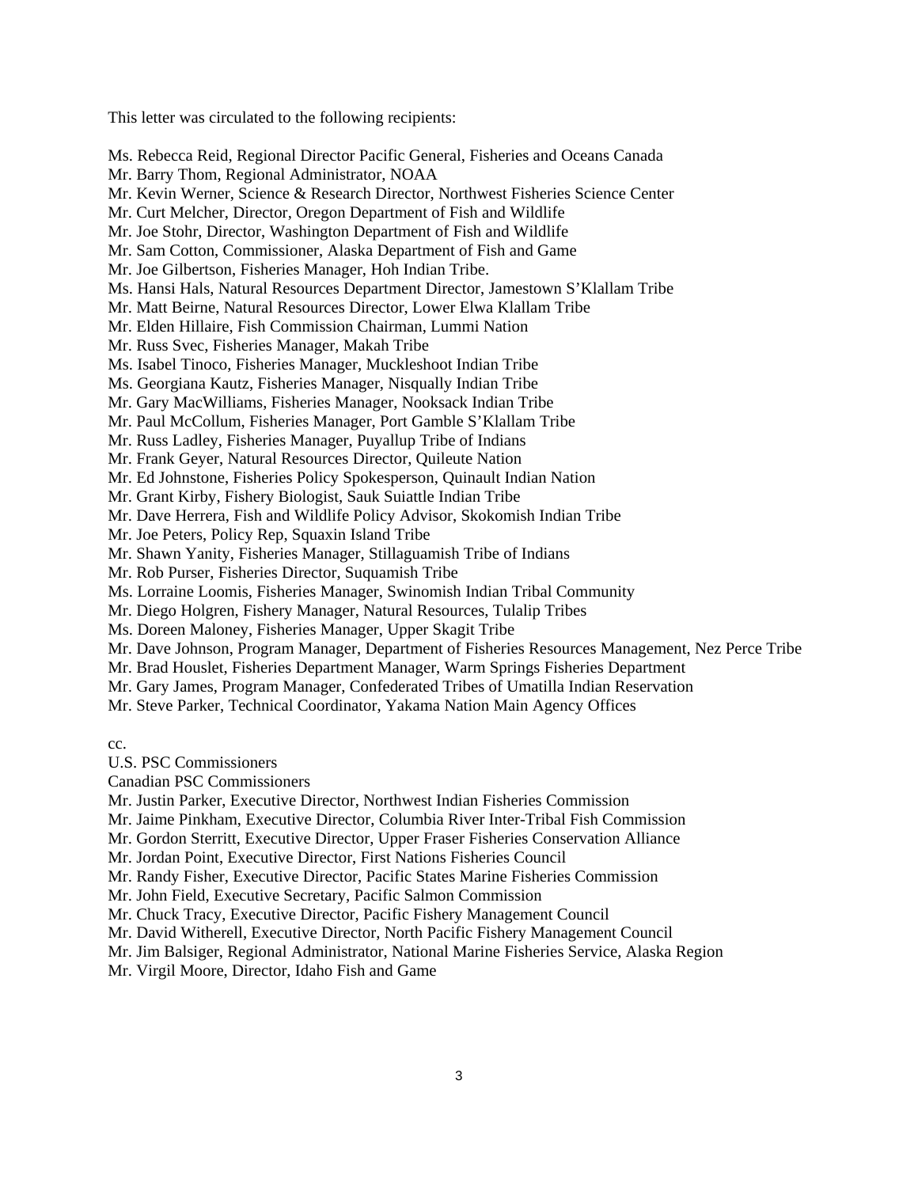This letter was circulated to the following recipients:

Ms. Rebecca Reid, Regional Director Pacific General, Fisheries and Oceans Canada
Mr. Barry Thom, Regional Administrator, NOAA
Mr. Kevin Werner, Science & Research Director, Northwest Fisheries Science Center
Mr. Curt Melcher, Director, Oregon Department of Fish and Wildlife
Mr. Joe Stohr, Director, Washington Department of Fish and Wildlife
Mr. Sam Cotton, Commissioner, Alaska Department of Fish and Game
Mr. Joe Gilbertson, Fisheries Manager, Hoh Indian Tribe.
Ms. Hansi Hals, Natural Resources Department Director, Jamestown S'Klallam Tribe
Mr. Matt Beirne, Natural Resources Director, Lower Elwa Klallam Tribe
Mr. Elden Hillaire, Fish Commission Chairman, Lummi Nation
Mr. Russ Svec, Fisheries Manager, Makah Tribe
Ms. Isabel Tinoco, Fisheries Manager, Muckleshoot Indian Tribe
Ms. Georgiana Kautz, Fisheries Manager, Nisqually Indian Tribe
Mr. Gary MacWilliams, Fisheries Manager, Nooksack Indian Tribe
Mr. Paul McCollum, Fisheries Manager, Port Gamble S'Klallam Tribe
Mr. Russ Ladley, Fisheries Manager, Puyallup Tribe of Indians
Mr. Frank Geyer, Natural Resources Director, Quileute Nation
Mr. Ed Johnstone, Fisheries Policy Spokesperson, Quinault Indian Nation
Mr. Grant Kirby, Fishery Biologist, Sauk Suiattle Indian Tribe
Mr. Dave Herrera, Fish and Wildlife Policy Advisor, Skokomish Indian Tribe
Mr. Joe Peters, Policy Rep, Squaxin Island Tribe
Mr. Shawn Yanity, Fisheries Manager, Stillaguamish Tribe of Indians
Mr. Rob Purser, Fisheries Director, Suquamish Tribe
Ms. Lorraine Loomis, Fisheries Manager, Swinomish Indian Tribal Community
Mr. Diego Holgren, Fishery Manager, Natural Resources, Tulalip Tribes
Ms. Doreen Maloney, Fisheries Manager, Upper Skagit Tribe
Mr. Dave Johnson, Program Manager, Department of Fisheries Resources Management, Nez Perce Tribe
Mr. Brad Houslet, Fisheries Department Manager, Warm Springs Fisheries Department
Mr. Gary James, Program Manager, Confederated Tribes of Umatilla Indian Reservation
Mr. Steve Parker, Technical Coordinator, Yakama Nation Main Agency Offices

cc.
U.S. PSC Commissioners
Canadian PSC Commissioners
Mr. Justin Parker, Executive Director, Northwest Indian Fisheries Commission
Mr. Jaime Pinkham, Executive Director, Columbia River Inter-Tribal Fish Commission
Mr. Gordon Sterritt, Executive Director, Upper Fraser Fisheries Conservation Alliance
Mr. Jordan Point, Executive Director, First Nations Fisheries Council
Mr. Randy Fisher, Executive Director, Pacific States Marine Fisheries Commission
Mr. John Field, Executive Secretary, Pacific Salmon Commission
Mr. Chuck Tracy, Executive Director, Pacific Fishery Management Council
Mr. David Witherell, Executive Director, North Pacific Fishery Management Council
Mr. Jim Balsiger, Regional Administrator, National Marine Fisheries Service, Alaska Region
Mr. Virgil Moore, Director, Idaho Fish and Game